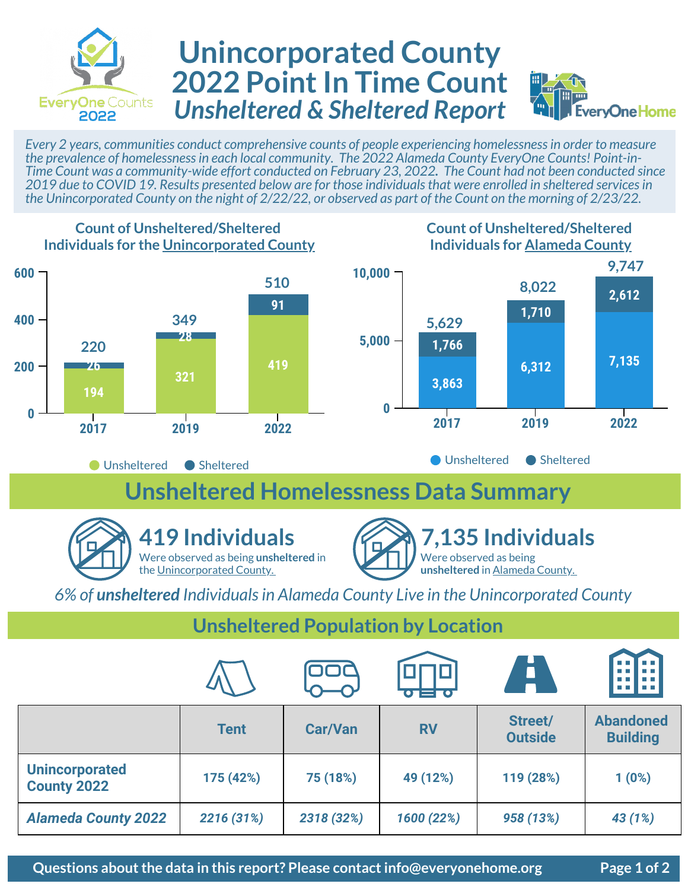# Unincorporated County 2022 Point In Time Count
## *Unsheltered & Sheltered Report*

EveryOne Counts 2022

EveryOne Home

*Every 2 years, communities conduct comprehensive counts of people experiencing homelessness in order to measure the prevalence of homelessness in each local community. The 2022 Alameda County EveryOne Counts! Point-in-Time Count was a community-wide effort conducted on February 23, 2022. The Count had not been conducted since 2019 due to COVID 19. Results presented below are for those individuals that were enrolled in sheltered services in the Unincorporated County on the night of 2/22/22, or observed as part of the Count on the morning of 2/23/22.*

### Count of Unsheltered/Sheltered Individuals for the Unincorporated County

| Year | Unsheltered | Sheltered | Total |
|---|---|---|---|
| 2017 | 194 | 26 | 220 |
| 2019 | 321 | 28 | 349 |
| 2022 | 419 | 91 | 510 |

### Count of Unsheltered/Sheltered Individuals for Alameda County

| Year | Unsheltered | Sheltered | Total |
|---|---|---|---|
| 2017 | 3,863 | 1,766 | 5,629 |
| 2019 | 6,312 | 1,710 | 8,022 |
| 2022 | 7,135 | 2,612 | 9,747 |

## Unsheltered Homelessness Data Summary

**419 Individuals** Were observed as being **unsheltered** in the Unincorporated County.

**7,135 Individuals** Were observed as being **unsheltered** in Alameda County.

*6% of **unsheltered** Individuals in Alameda County Live in the Unincorporated County*

## Unsheltered Population by Location

| | Tent | Car/Van | RV | Street/ Outside | Abandoned Building |
|---|---|---|---|---|---|
| **Unincorporated County 2022** | 175 (42%) | 75 (18%) | 49 (12%) | 119 (28%) | 1 (0%) |
| ***Alameda County 2022*** | *2216 (31%)* | *2318 (32%)* | *1600 (22%)* | *958 (13%)* | *43 (1%)* |

**Questions about the data in this report? Please contact info@everyonehome.org**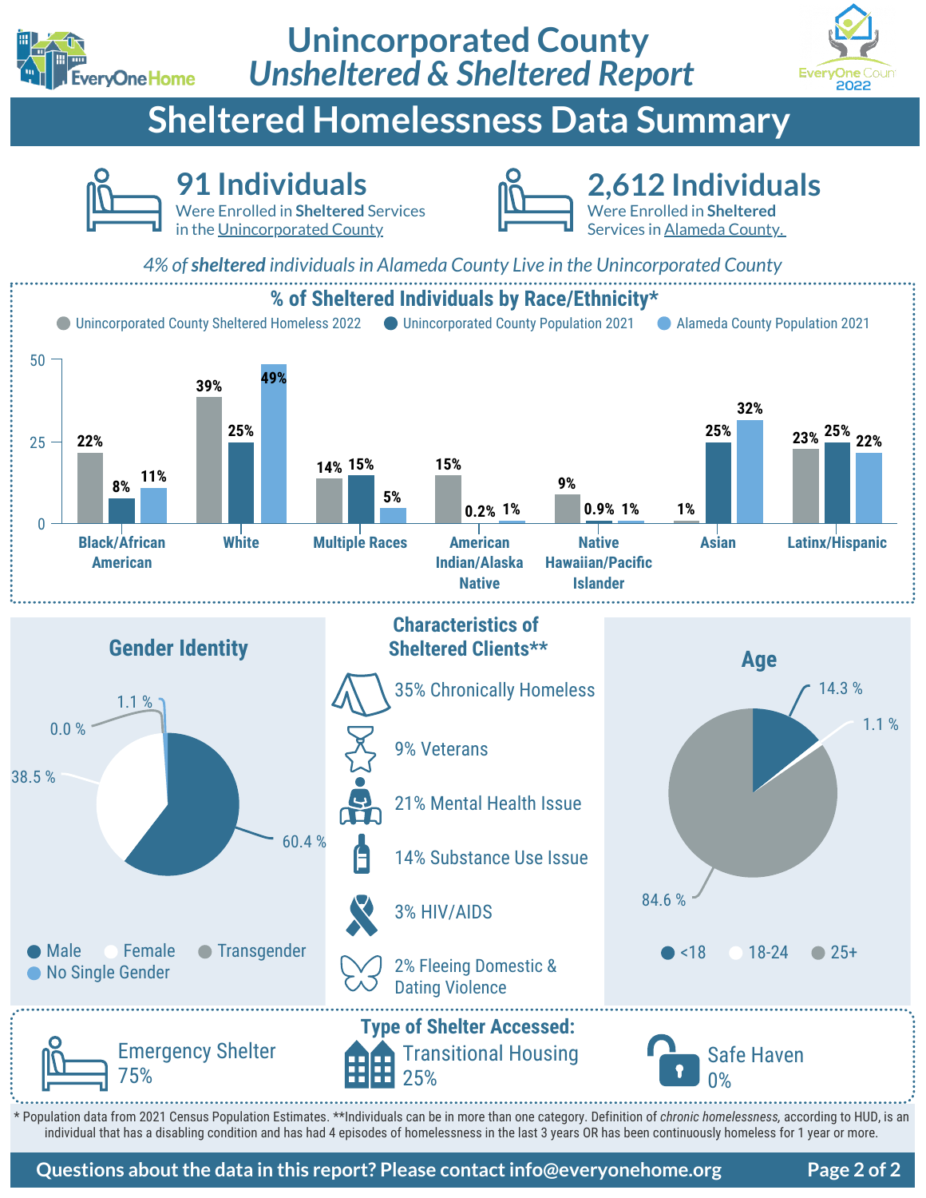# Unincorporated County *Unsheltered & Sheltered Report*

EveryOneHome

EveryOne Counts 2022

## Sheltered Homelessness Data Summary

**91 Individuals**
Were Enrolled in **Sheltered** Services in the Unincorporated County

**2,612 Individuals**
Were Enrolled in **Sheltered** Services in Alameda County.

*4% of **sheltered** individuals in Alameda County Live in the Unincorporated County*

### % of Sheltered Individuals by Race/Ethnicity*

Unincorporated County Sheltered Homeless 2022
Unincorporated County Population 2021
Alameda County Population 2021

50
25
0

Black/African American: 22% 8% 11%
White: 39% 25% 49%
Multiple Races: 14% 15% 5%
American Indian/Alaska Native: 15% 0.2% 1%
Native Hawaiian/Pacific Islander: 9% 0.9% 1%
Asian: 1% 25% 32%
Latinx/Hispanic: 23% 25% 22%

### Gender Identity

1.1 %
0.0 %
38.5 %
60.4 %

Male, Female, Transgender, No Single Gender

### Characteristics of Sheltered Clients**

- 35% Chronically Homeless
- 9% Veterans
- 21% Mental Health Issue
- 14% Substance Use Issue
- 3% HIV/AIDS
- 2% Fleeing Domestic & Dating Violence

### Age

14.3 %
1.1 %
84.6 %

<18, 18-24, 25+

### Type of Shelter Accessed:

- Emergency Shelter 75%
- Transitional Housing 25%
- Safe Haven 0%

\* Population data from 2021 Census Population Estimates. **Individuals can be in more than one category. Definition of *chronic homelessness,* according to HUD, is an individual that has a disabling condition and has had 4 episodes of homelessness in the last 3 years OR has been continuously homeless for 1 year or more.

**Questions about the data in this report? Please contact info@everyonehome.org**